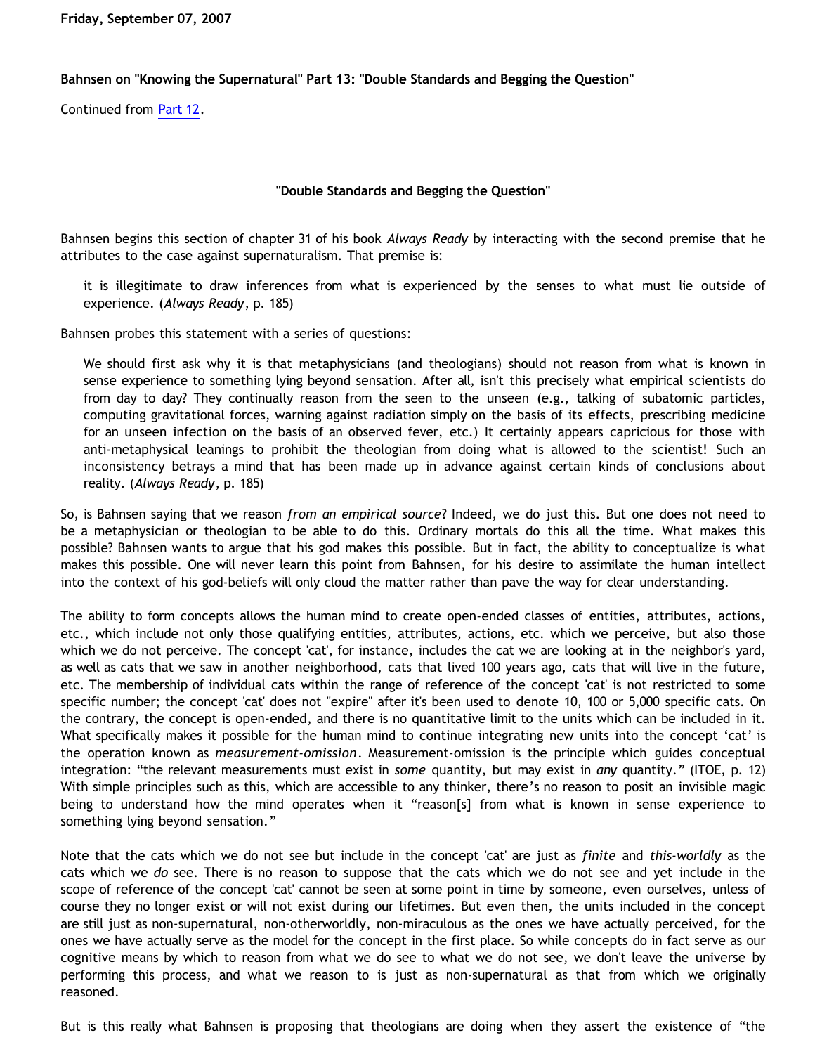**Friday, September 07, 2007**

**Bahnsen on "Knowing the Supernatural" Part 13: "Double Standards and Begging the Question"**

Continued from [Part 12](#).

**"Double Standards and Begging the Question"**

Bahnsen begins this section of chapter 31 of his book *Always Ready* by interacting with the second premise that he attributes to the case against supernaturalism. That premise is:

> it is illegitimate to draw inferences from what is experienced by the senses to what must lie outside of experience. (*Always Ready*, p. 185)

Bahnsen probes this statement with a series of questions:

> We should first ask why it is that metaphysicians (and theologians) should not reason from what is known in sense experience to something lying beyond sensation. After all, isn't this precisely what empirical scientists do from day to day? They continually reason from the seen to the unseen (e.g., talking of subatomic particles, computing gravitational forces, warning against radiation simply on the basis of its effects, prescribing medicine for an unseen infection on the basis of an observed fever, etc.) It certainly appears capricious for those with anti-metaphysical leanings to prohibit the theologian from doing what is allowed to the scientist! Such an inconsistency betrays a mind that has been made up in advance against certain kinds of conclusions about reality. (*Always Ready*, p. 185)

So, is Bahnsen saying that we reason *from an empirical source*? Indeed, we do just this. But one does not need to be a metaphysician or theologian to be able to do this. Ordinary mortals do this all the time. What makes this possible? Bahnsen wants to argue that his god makes this possible. But in fact, the ability to conceptualize is what makes this possible. One will never learn this point from Bahnsen, for his desire to assimilate the human intellect into the context of his god-beliefs will only cloud the matter rather than pave the way for clear understanding.

The ability to form concepts allows the human mind to create open-ended classes of entities, attributes, actions, etc., which include not only those qualifying entities, attributes, actions, etc. which we perceive, but also those which we do not perceive. The concept 'cat', for instance, includes the cat we are looking at in the neighbor's yard, as well as cats that we saw in another neighborhood, cats that lived 100 years ago, cats that will live in the future, etc. The membership of individual cats within the range of reference of the concept 'cat' is not restricted to some specific number; the concept 'cat' does not "expire" after it's been used to denote 10, 100 or 5,000 specific cats. On the contrary, the concept is open-ended, and there is no quantitative limit to the units which can be included in it. What specifically makes it possible for the human mind to continue integrating new units into the concept 'cat' is the operation known as *measurement-omission*. Measurement-omission is the principle which guides conceptual integration: "the relevant measurements must exist in *some* quantity, but may exist in *any* quantity." (ITOE, p. 12) With simple principles such as this, which are accessible to any thinker, there's no reason to posit an invisible magic being to understand how the mind operates when it "reason[s] from what is known in sense experience to something lying beyond sensation."

Note that the cats which we do not see but include in the concept 'cat' are just as *finite* and *this-worldly* as the cats which we *do* see. There is no reason to suppose that the cats which we do not see and yet include in the scope of reference of the concept 'cat' cannot be seen at some point in time by someone, even ourselves, unless of course they no longer exist or will not exist during our lifetimes. But even then, the units included in the concept are still just as non-supernatural, non-otherworldly, non-miraculous as the ones we have actually perceived, for the ones we have actually serve as the model for the concept in the first place. So while concepts do in fact serve as our cognitive means by which to reason from what we do see to what we do not see, we don't leave the universe by performing this process, and what we reason to is just as non-supernatural as that from which we originally reasoned.

But is this really what Bahnsen is proposing that theologians are doing when they assert the existence of "the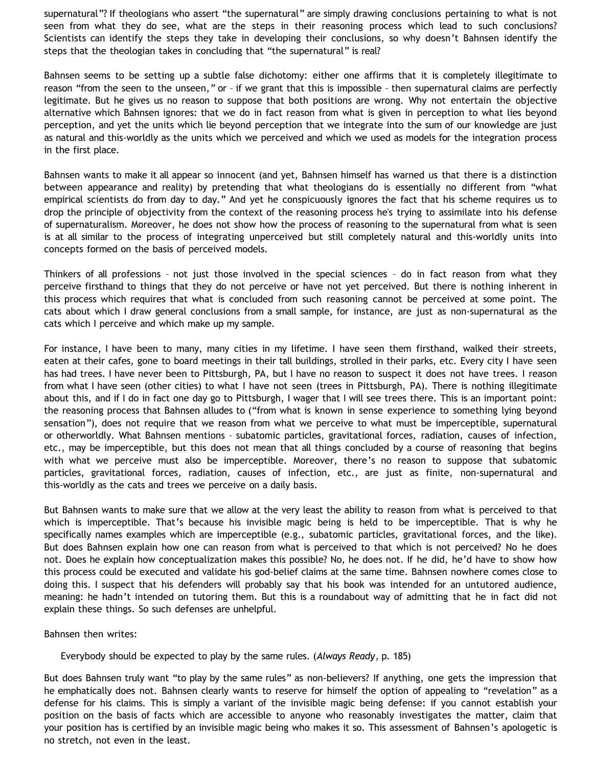supernatural"? If theologians who assert "the supernatural" are simply drawing conclusions pertaining to what is not seen from what they do see, what are the steps in their reasoning process which lead to such conclusions? Scientists can identify the steps they take in developing their conclusions, so why doesn't Bahnsen identify the steps that the theologian takes in concluding that "the supernatural" is real?

Bahnsen seems to be setting up a subtle false dichotomy: either one affirms that it is completely illegitimate to reason "from the seen to the unseen," or – if we grant that this is impossible – then supernatural claims are perfectly legitimate. But he gives us no reason to suppose that both positions are wrong. Why not entertain the objective alternative which Bahnsen ignores: that we do in fact reason from what is given in perception to what lies beyond perception, and yet the units which lie beyond perception that we integrate into the sum of our knowledge are just as natural and this-worldly as the units which we perceived and which we used as models for the integration process in the first place.

Bahnsen wants to make it all appear so innocent (and yet, Bahnsen himself has warned us that there is a distinction between appearance and reality) by pretending that what theologians do is essentially no different from "what empirical scientists do from day to day." And yet he conspicuously ignores the fact that his scheme requires us to drop the principle of objectivity from the context of the reasoning process he's trying to assimilate into his defense of supernaturalism. Moreover, he does not show how the process of reasoning to the supernatural from what is seen is at all similar to the process of integrating unperceived but still completely natural and this-worldly units into concepts formed on the basis of perceived models.

Thinkers of all professions – not just those involved in the special sciences – do in fact reason from what they perceive firsthand to things that they do not perceive or have not yet perceived. But there is nothing inherent in this process which requires that what is concluded from such reasoning cannot be perceived at some point. The cats about which I draw general conclusions from a small sample, for instance, are just as non-supernatural as the cats which I perceive and which make up my sample.

For instance, I have been to many, many cities in my lifetime. I have seen them firsthand, walked their streets, eaten at their cafes, gone to board meetings in their tall buildings, strolled in their parks, etc. Every city I have seen has had trees. I have never been to Pittsburgh, PA, but I have no reason to suspect it does not have trees. I reason from what I have seen (other cities) to what I have not seen (trees in Pittsburgh, PA). There is nothing illegitimate about this, and if I do in fact one day go to Pittsburgh, I wager that I will see trees there. This is an important point: the reasoning process that Bahnsen alludes to ("from what is known in sense experience to something lying beyond sensation"), does not require that we reason from what we perceive to what must be imperceptible, supernatural or otherworldly. What Bahnsen mentions – subatomic particles, gravitational forces, radiation, causes of infection, etc., may be imperceptible, but this does not mean that all things concluded by a course of reasoning that begins with what we perceive must also be imperceptible. Moreover, there's no reason to suppose that subatomic particles, gravitational forces, radiation, causes of infection, etc., are just as finite, non-supernatural and this-worldly as the cats and trees we perceive on a daily basis.

But Bahnsen wants to make sure that we allow at the very least the ability to reason from what is perceived to that which is imperceptible. That's because his invisible magic being is held to be imperceptible. That is why he specifically names examples which are imperceptible (e.g., subatomic particles, gravitational forces, and the like). But does Bahnsen explain how one can reason from what is perceived to that which is not perceived? No he does not. Does he explain how conceptualization makes this possible? No, he does not. If he did, he'd have to show how this process could be executed and validate his god-belief claims at the same time. Bahnsen nowhere comes close to doing this. I suspect that his defenders will probably say that his book was intended for an untutored audience, meaning: he hadn't intended on tutoring them. But this is a roundabout way of admitting that he in fact did not explain these things. So such defenses are unhelpful.

Bahnsen then writes:

> Everybody should be expected to play by the same rules. (*Always Ready*, p. 185)

But does Bahnsen truly want "to play by the same rules" as non-believers? If anything, one gets the impression that he emphatically does not. Bahnsen clearly wants to reserve for himself the option of appealing to "revelation" as a defense for his claims. This is simply a variant of the invisible magic being defense: if you cannot establish your position on the basis of facts which are accessible to anyone who reasonably investigates the matter, claim that your position has is certified by an invisible magic being who makes it so. This assessment of Bahnsen's apologetic is no stretch, not even in the least.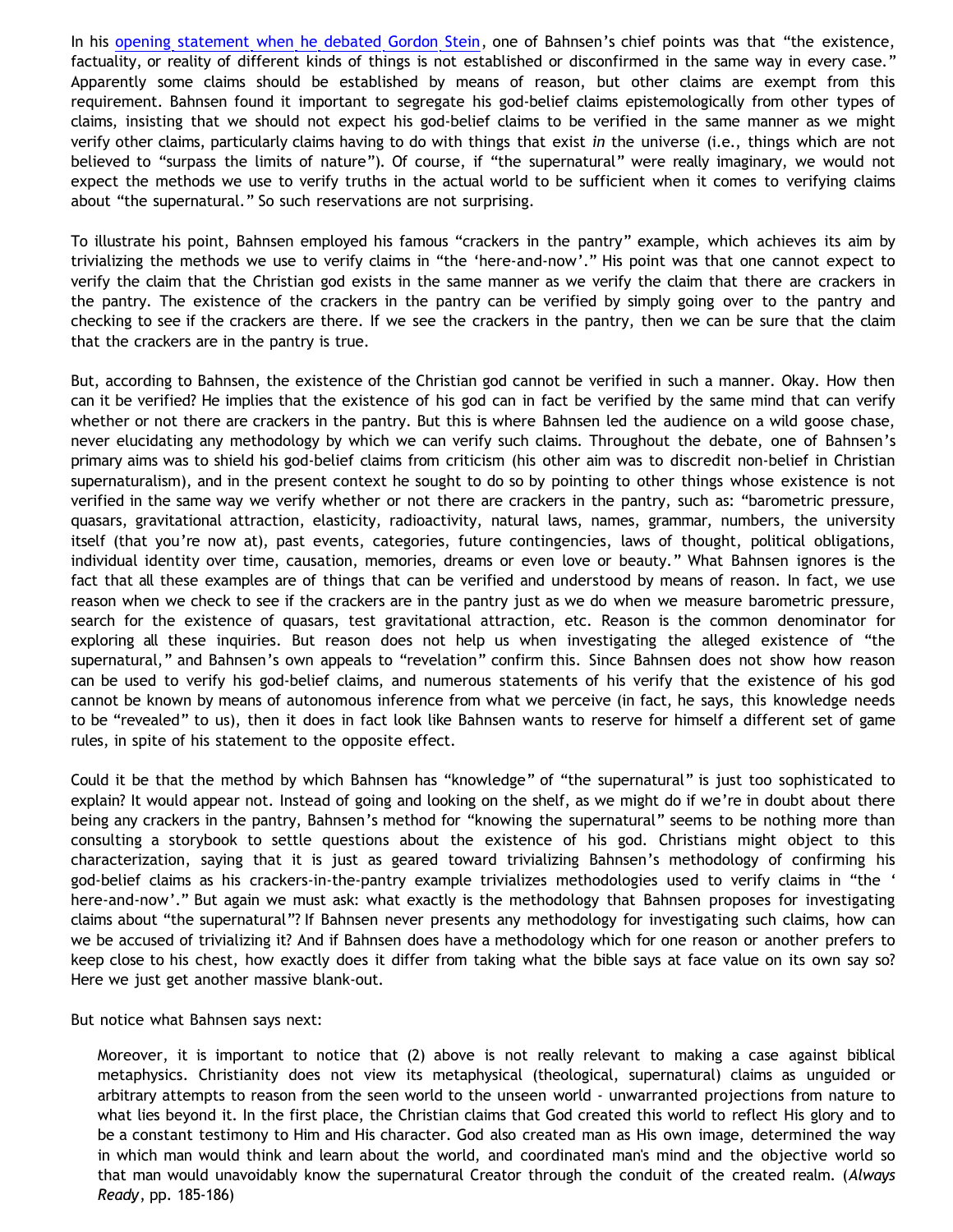In his [opening statement when he debated Gordon Stein](#), one of Bahnsen's chief points was that "the existence, factuality, or reality of different kinds of things is not established or disconfirmed in the same way in every case." Apparently some claims should be established by means of reason, but other claims are exempt from this requirement. Bahnsen found it important to segregate his god-belief claims epistemologically from other types of claims, insisting that we should not expect his god-belief claims to be verified in the same manner as we might verify other claims, particularly claims having to do with things that exist *in* the universe (i.e., things which are not believed to "surpass the limits of nature"). Of course, if "the supernatural" were really imaginary, we would not expect the methods we use to verify truths in the actual world to be sufficient when it comes to verifying claims about "the supernatural." So such reservations are not surprising.

To illustrate his point, Bahnsen employed his famous "crackers in the pantry" example, which achieves its aim by trivializing the methods we use to verify claims in "the 'here-and-now'." His point was that one cannot expect to verify the claim that the Christian god exists in the same manner as we verify the claim that there are crackers in the pantry. The existence of the crackers in the pantry can be verified by simply going over to the pantry and checking to see if the crackers are there. If we see the crackers in the pantry, then we can be sure that the claim that the crackers are in the pantry is true.

But, according to Bahnsen, the existence of the Christian god cannot be verified in such a manner. Okay. How then can it be verified? He implies that the existence of his god can in fact be verified by the same mind that can verify whether or not there are crackers in the pantry. But this is where Bahnsen led the audience on a wild goose chase, never elucidating any methodology by which we can verify such claims. Throughout the debate, one of Bahnsen's primary aims was to shield his god-belief claims from criticism (his other aim was to discredit non-belief in Christian supernaturalism), and in the present context he sought to do so by pointing to other things whose existence is not verified in the same way we verify whether or not there are crackers in the pantry, such as: "barometric pressure, quasars, gravitational attraction, elasticity, radioactivity, natural laws, names, grammar, numbers, the university itself (that you're now at), past events, categories, future contingencies, laws of thought, political obligations, individual identity over time, causation, memories, dreams or even love or beauty." What Bahnsen ignores is the fact that all these examples are of things that can be verified and understood by means of reason. In fact, we use reason when we check to see if the crackers are in the pantry just as we do when we measure barometric pressure, search for the existence of quasars, test gravitational attraction, etc. Reason is the common denominator for exploring all these inquiries. But reason does not help us when investigating the alleged existence of "the supernatural," and Bahnsen's own appeals to "revelation" confirm this. Since Bahnsen does not show how reason can be used to verify his god-belief claims, and numerous statements of his verify that the existence of his god cannot be known by means of autonomous inference from what we perceive (in fact, he says, this knowledge needs to be "revealed" to us), then it does in fact look like Bahnsen wants to reserve for himself a different set of game rules, in spite of his statement to the opposite effect.

Could it be that the method by which Bahnsen has "knowledge" of "the supernatural" is just too sophisticated to explain? It would appear not. Instead of going and looking on the shelf, as we might do if we're in doubt about there being any crackers in the pantry, Bahnsen's method for "knowing the supernatural" seems to be nothing more than consulting a storybook to settle questions about the existence of his god. Christians might object to this characterization, saying that it is just as geared toward trivializing Bahnsen's methodology of confirming his god-belief claims as his crackers-in-the-pantry example trivializes methodologies used to verify claims in "the ' here-and-now'." But again we must ask: what exactly is the methodology that Bahnsen proposes for investigating claims about "the supernatural"? If Bahnsen never presents any methodology for investigating such claims, how can we be accused of trivializing it? And if Bahnsen does have a methodology which for one reason or another prefers to keep close to his chest, how exactly does it differ from taking what the bible says at face value on its own say so? Here we just get another massive blank-out.

But notice what Bahnsen says next:

> Moreover, it is important to notice that (2) above is not really relevant to making a case against biblical metaphysics. Christianity does not view its metaphysical (theological, supernatural) claims as unguided or arbitrary attempts to reason from the seen world to the unseen world - unwarranted projections from nature to what lies beyond it. In the first place, the Christian claims that God created this world to reflect His glory and to be a constant testimony to Him and His character. God also created man as His own image, determined the way in which man would think and learn about the world, and coordinated man's mind and the objective world so that man would unavoidably know the supernatural Creator through the conduit of the created realm. (*Always Ready*, pp. 185-186)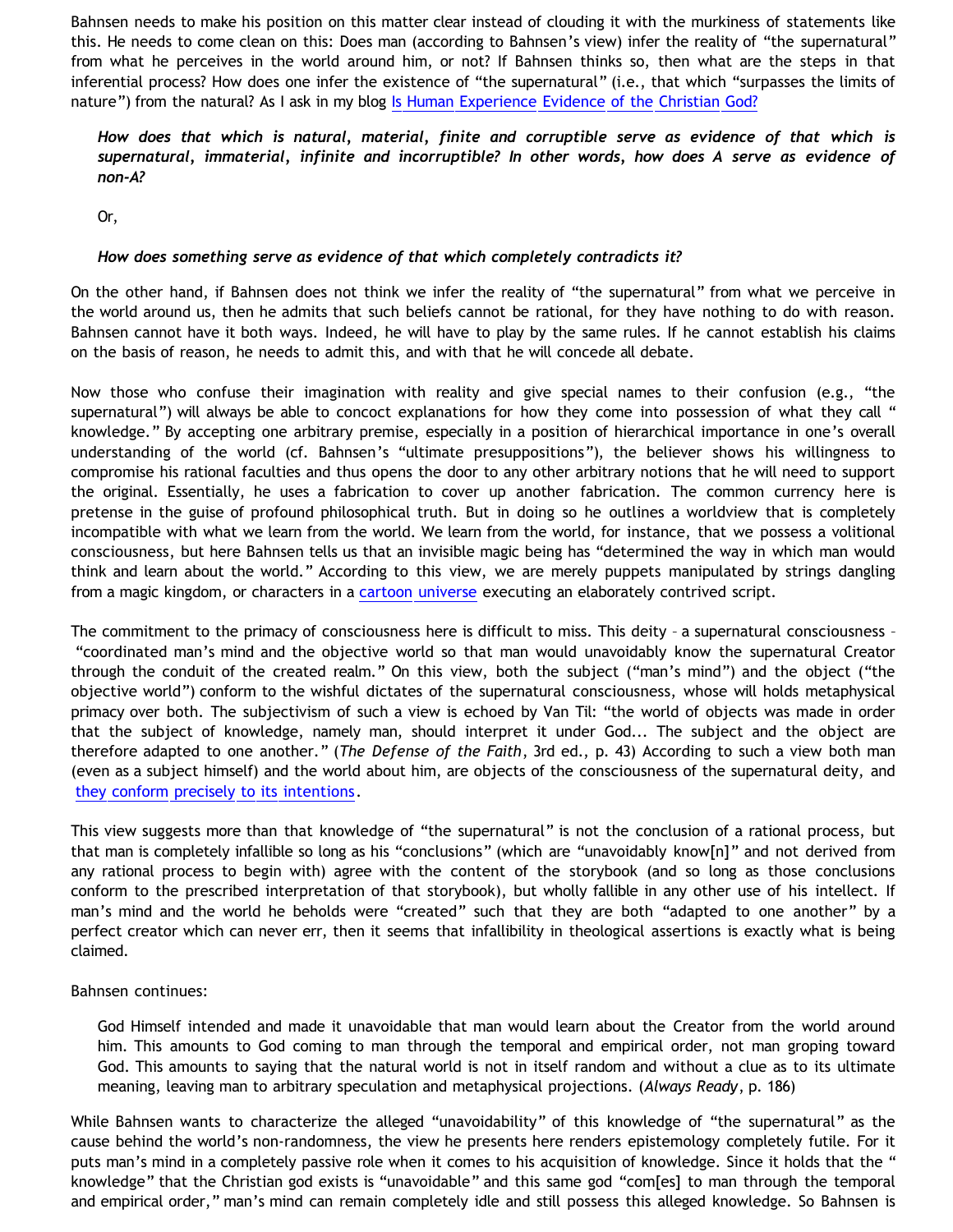Bahnsen needs to make his position on this matter clear instead of clouding it with the murkiness of statements like this. He needs to come clean on this: Does man (according to Bahnsen's view) infer the reality of "the supernatural" from what he perceives in the world around him, or not? If Bahnsen thinks so, then what are the steps in that inferential process? How does one infer the existence of "the supernatural" (i.e., that which "surpasses the limits of nature") from the natural? As I ask in my blog [Is Human Experience Evidence of the Christian God?]()

> ***How does that which is natural, material, finite and corruptible serve as evidence of that which is supernatural, immaterial, infinite and incorruptible? In other words, how does A serve as evidence of non-A?***
>
> Or,
>
> ***How does something serve as evidence of that which completely contradicts it?***

On the other hand, if Bahnsen does not think we infer the reality of "the supernatural" from what we perceive in the world around us, then he admits that such beliefs cannot be rational, for they have nothing to do with reason. Bahnsen cannot have it both ways. Indeed, he will have to play by the same rules. If he cannot establish his claims on the basis of reason, he needs to admit this, and with that he will concede all debate.

Now those who confuse their imagination with reality and give special names to their confusion (e.g., "the supernatural") will always be able to concoct explanations for how they come into possession of what they call " knowledge." By accepting one arbitrary premise, especially in a position of hierarchical importance in one's overall understanding of the world (cf. Bahnsen's "ultimate presuppositions"), the believer shows his willingness to compromise his rational faculties and thus opens the door to any other arbitrary notions that he will need to support the original. Essentially, he uses a fabrication to cover up another fabrication. The common currency here is pretense in the guise of profound philosophical truth. But in doing so he outlines a worldview that is completely incompatible with what we learn from the world. We learn from the world, for instance, that we possess a volitional consciousness, but here Bahnsen tells us that an invisible magic being has "determined the way in which man would think and learn about the world." According to this view, we are merely puppets manipulated by strings dangling from a magic kingdom, or characters in a [cartoon universe]() executing an elaborately contrived script.

The commitment to the primacy of consciousness here is difficult to miss. This deity – a supernatural consciousness – "coordinated man's mind and the objective world so that man would unavoidably know the supernatural Creator through the conduit of the created realm." On this view, both the subject ("man's mind") and the object ("the objective world") conform to the wishful dictates of the supernatural consciousness, whose will holds metaphysical primacy over both. The subjectivism of such a view is echoed by Van Til: "the world of objects was made in order that the subject of knowledge, namely man, should interpret it under God... The subject and the object are therefore adapted to one another." (*The Defense of the Faith*, 3rd ed., p. 43) According to such a view both man (even as a subject himself) and the world about him, are objects of the consciousness of the supernatural deity, and [they conform precisely to its intentions]().

This view suggests more than that knowledge of "the supernatural" is not the conclusion of a rational process, but that man is completely infallible so long as his "conclusions" (which are "unavoidably know[n]" and not derived from any rational process to begin with) agree with the content of the storybook (and so long as those conclusions conform to the prescribed interpretation of that storybook), but wholly fallible in any other use of his intellect. If man's mind and the world he beholds were "created" such that they are both "adapted to one another" by a perfect creator which can never err, then it seems that infallibility in theological assertions is exactly what is being claimed.

Bahnsen continues:

> God Himself intended and made it unavoidable that man would learn about the Creator from the world around him. This amounts to God coming to man through the temporal and empirical order, not man groping toward God. This amounts to saying that the natural world is not in itself random and without a clue as to its ultimate meaning, leaving man to arbitrary speculation and metaphysical projections. (*Always Ready*, p. 186)

While Bahnsen wants to characterize the alleged "unavoidability" of this knowledge of "the supernatural" as the cause behind the world's non-randomness, the view he presents here renders epistemology completely futile. For it puts man's mind in a completely passive role when it comes to his acquisition of knowledge. Since it holds that the " knowledge" that the Christian god exists is "unavoidable" and this same god "com[es] to man through the temporal and empirical order," man's mind can remain completely idle and still possess this alleged knowledge. So Bahnsen is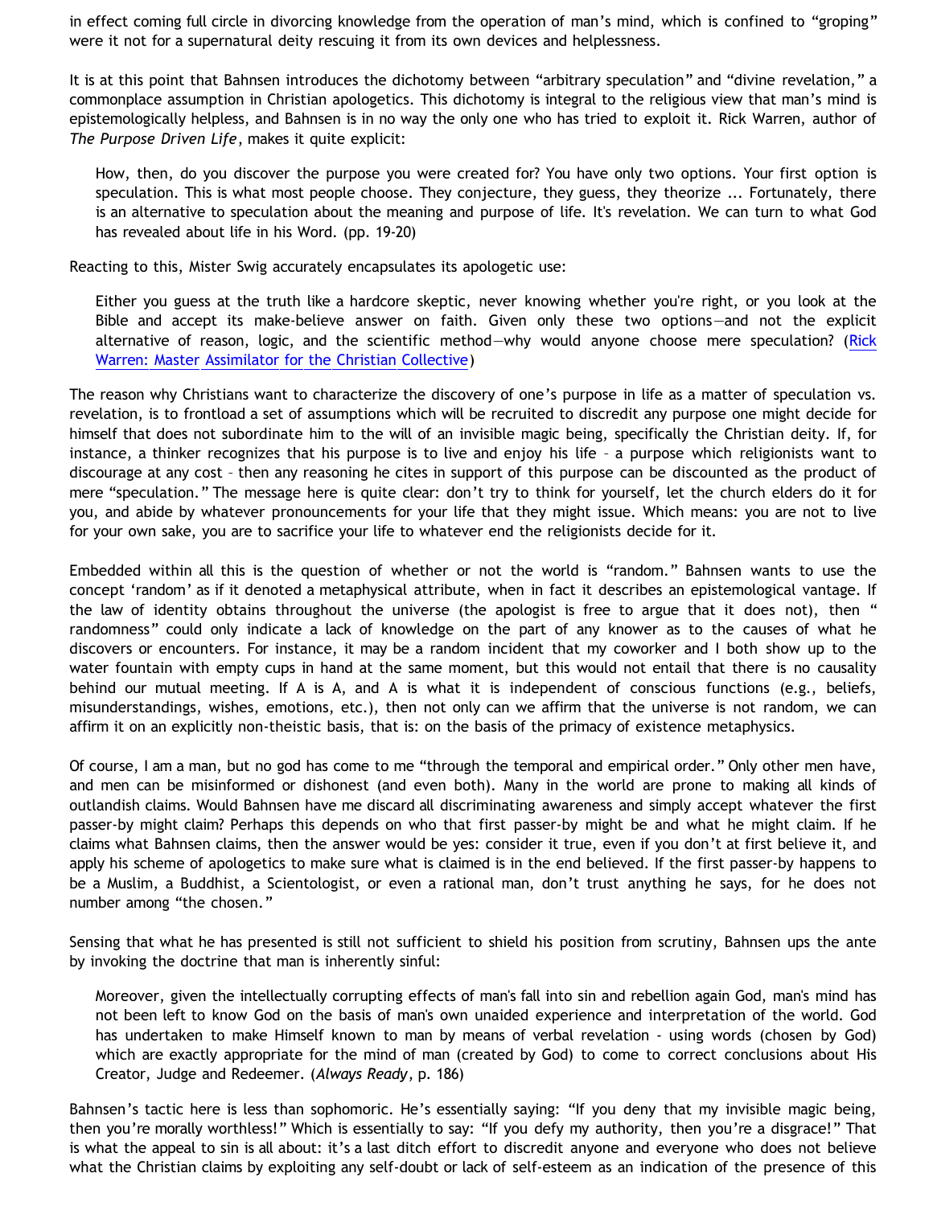in effect coming full circle in divorcing knowledge from the operation of man's mind, which is confined to "groping" were it not for a supernatural deity rescuing it from its own devices and helplessness.

It is at this point that Bahnsen introduces the dichotomy between "arbitrary speculation" and "divine revelation," a commonplace assumption in Christian apologetics. This dichotomy is integral to the religious view that man's mind is epistemologically helpless, and Bahnsen is in no way the only one who has tried to exploit it. Rick Warren, author of *The Purpose Driven Life*, makes it quite explicit:

> How, then, do you discover the purpose you were created for? You have only two options. Your first option is speculation. This is what most people choose. They conjecture, they guess, they theorize ... Fortunately, there is an alternative to speculation about the meaning and purpose of life. It's revelation. We can turn to what God has revealed about life in his Word. (pp. 19-20)

Reacting to this, Mister Swig accurately encapsulates its apologetic use:

> Either you guess at the truth like a hardcore skeptic, never knowing whether you're right, or you look at the Bible and accept its make-believe answer on faith. Given only these two options—and not the explicit alternative of reason, logic, and the scientific method—why would anyone choose mere speculation? (Rick Warren: Master Assimilator for the Christian Collective)

The reason why Christians want to characterize the discovery of one's purpose in life as a matter of speculation vs. revelation, is to frontload a set of assumptions which will be recruited to discredit any purpose one might decide for himself that does not subordinate him to the will of an invisible magic being, specifically the Christian deity. If, for instance, a thinker recognizes that his purpose is to live and enjoy his life – a purpose which religionists want to discourage at any cost – then any reasoning he cites in support of this purpose can be discounted as the product of mere "speculation." The message here is quite clear: don't try to think for yourself, let the church elders do it for you, and abide by whatever pronouncements for your life that they might issue. Which means: you are not to live for your own sake, you are to sacrifice your life to whatever end the religionists decide for it.

Embedded within all this is the question of whether or not the world is "random." Bahnsen wants to use the concept 'random' as if it denoted a metaphysical attribute, when in fact it describes an epistemological vantage. If the law of identity obtains throughout the universe (the apologist is free to argue that it does not), then "randomness" could only indicate a lack of knowledge on the part of any knower as to the causes of what he discovers or encounters. For instance, it may be a random incident that my coworker and I both show up to the water fountain with empty cups in hand at the same moment, but this would not entail that there is no causality behind our mutual meeting. If A is A, and A is what it is independent of conscious functions (e.g., beliefs, misunderstandings, wishes, emotions, etc.), then not only can we affirm that the universe is not random, we can affirm it on an explicitly non-theistic basis, that is: on the basis of the primacy of existence metaphysics.

Of course, I am a man, but no god has come to me "through the temporal and empirical order." Only other men have, and men can be misinformed or dishonest (and even both). Many in the world are prone to making all kinds of outlandish claims. Would Bahnsen have me discard all discriminating awareness and simply accept whatever the first passer-by might claim? Perhaps this depends on who that first passer-by might be and what he might claim. If he claims what Bahnsen claims, then the answer would be yes: consider it true, even if you don't at first believe it, and apply his scheme of apologetics to make sure what is claimed is in the end believed. If the first passer-by happens to be a Muslim, a Buddhist, a Scientologist, or even a rational man, don't trust anything he says, for he does not number among "the chosen."

Sensing that what he has presented is still not sufficient to shield his position from scrutiny, Bahnsen ups the ante by invoking the doctrine that man is inherently sinful:

> Moreover, given the intellectually corrupting effects of man's fall into sin and rebellion again God, man's mind has not been left to know God on the basis of man's own unaided experience and interpretation of the world. God has undertaken to make Himself known to man by means of verbal revelation - using words (chosen by God) which are exactly appropriate for the mind of man (created by God) to come to correct conclusions about His Creator, Judge and Redeemer. (*Always Ready*, p. 186)

Bahnsen's tactic here is less than sophomoric. He's essentially saying: "If you deny that my invisible magic being, then you're morally worthless!" Which is essentially to say: "If you defy my authority, then you're a disgrace!" That is what the appeal to sin is all about: it's a last ditch effort to discredit anyone and everyone who does not believe what the Christian claims by exploiting any self-doubt or lack of self-esteem as an indication of the presence of this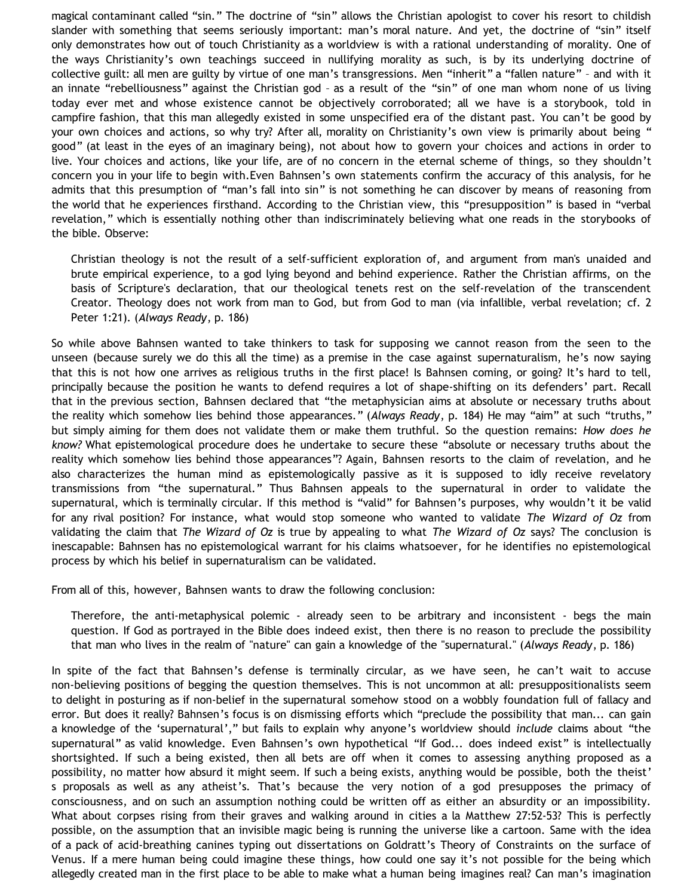magical contaminant called “sin.” The doctrine of “sin” allows the Christian apologist to cover his resort to childish slander with something that seems seriously important: man’s moral nature. And yet, the doctrine of “sin” itself only demonstrates how out of touch Christianity as a worldview is with a rational understanding of morality. One of the ways Christianity’s own teachings succeed in nullifying morality as such, is by its underlying doctrine of collective guilt: all men are guilty by virtue of one man’s transgressions. Men “inherit” a “fallen nature” – and with it an innate “rebelliousness” against the Christian god – as a result of the “sin” of one man whom none of us living today ever met and whose existence cannot be objectively corroborated; all we have is a storybook, told in campfire fashion, that this man allegedly existed in some unspecified era of the distant past. You can’t be good by your own choices and actions, so why try? After all, morality on Christianity’s own view is primarily about being “ good” (at least in the eyes of an imaginary being), not about how to govern your choices and actions in order to live. Your choices and actions, like your life, are of no concern in the eternal scheme of things, so they shouldn’t concern you in your life to begin with.Even Bahnsen’s own statements confirm the accuracy of this analysis, for he admits that this presumption of “man’s fall into sin” is not something he can discover by means of reasoning from the world that he experiences firsthand. According to the Christian view, this “presupposition” is based in “verbal revelation,” which is essentially nothing other than indiscriminately believing what one reads in the storybooks of the bible. Observe:

> Christian theology is not the result of a self-sufficient exploration of, and argument from man's unaided and brute empirical experience, to a god lying beyond and behind experience. Rather the Christian affirms, on the basis of Scripture's declaration, that our theological tenets rest on the self-revelation of the transcendent Creator. Theology does not work from man to God, but from God to man (via infallible, verbal revelation; cf. 2 Peter 1:21). (*Always Ready*, p. 186)

So while above Bahnsen wanted to take thinkers to task for supposing we cannot reason from the seen to the unseen (because surely we do this all the time) as a premise in the case against supernaturalism, he’s now saying that this is not how one arrives as religious truths in the first place! Is Bahnsen coming, or going? It’s hard to tell, principally because the position he wants to defend requires a lot of shape-shifting on its defenders’ part. Recall that in the previous section, Bahnsen declared that “the metaphysician aims at absolute or necessary truths about the reality which somehow lies behind those appearances.” (*Always Ready*, p. 184) He may “aim” at such “truths,” but simply aiming for them does not validate them or make them truthful. So the question remains: *How does he know?* What epistemological procedure does he undertake to secure these “absolute or necessary truths about the reality which somehow lies behind those appearances”? Again, Bahnsen resorts to the claim of revelation, and he also characterizes the human mind as epistemologically passive as it is supposed to idly receive revelatory transmissions from “the supernatural.” Thus Bahnsen appeals to the supernatural in order to validate the supernatural, which is terminally circular. If this method is “valid” for Bahnsen’s purposes, why wouldn’t it be valid for any rival position? For instance, what would stop someone who wanted to validate *The Wizard of Oz* from validating the claim that *The Wizard of Oz* is true by appealing to what *The Wizard of Oz* says? The conclusion is inescapable: Bahnsen has no epistemological warrant for his claims whatsoever, for he identifies no epistemological process by which his belief in supernaturalism can be validated.

From all of this, however, Bahnsen wants to draw the following conclusion:

> Therefore, the anti-metaphysical polemic - already seen to be arbitrary and inconsistent - begs the main question. If God as portrayed in the Bible does indeed exist, then there is no reason to preclude the possibility that man who lives in the realm of "nature" can gain a knowledge of the "supernatural." (*Always Ready*, p. 186)

In spite of the fact that Bahnsen’s defense is terminally circular, as we have seen, he can’t wait to accuse non-believing positions of begging the question themselves. This is not uncommon at all: presuppositionalists seem to delight in posturing as if non-belief in the supernatural somehow stood on a wobbly foundation full of fallacy and error. But does it really? Bahnsen’s focus is on dismissing efforts which “preclude the possibility that man... can gain a knowledge of the ‘supernatural’,” but fails to explain why anyone’s worldview should *include* claims about “the supernatural” as valid knowledge. Even Bahnsen’s own hypothetical “If God... does indeed exist” is intellectually shortsighted. If such a being existed, then all bets are off when it comes to assessing anything proposed as a possibility, no matter how absurd it might seem. If such a being exists, anything would be possible, both the theist’s proposals as well as any atheist’s. That’s because the very notion of a god presupposes the primacy of consciousness, and on such an assumption nothing could be written off as either an absurdity or an impossibility. What about corpses rising from their graves and walking around in cities a la Matthew 27:52-53? This is perfectly possible, on the assumption that an invisible magic being is running the universe like a cartoon. Same with the idea of a pack of acid-breathing canines typing out dissertations on Goldratt’s Theory of Constraints on the surface of Venus. If a mere human being could imagine these things, how could one say it’s not possible for the being which allegedly created man in the first place to be able to make what a human being imagines real? Can man’s imagination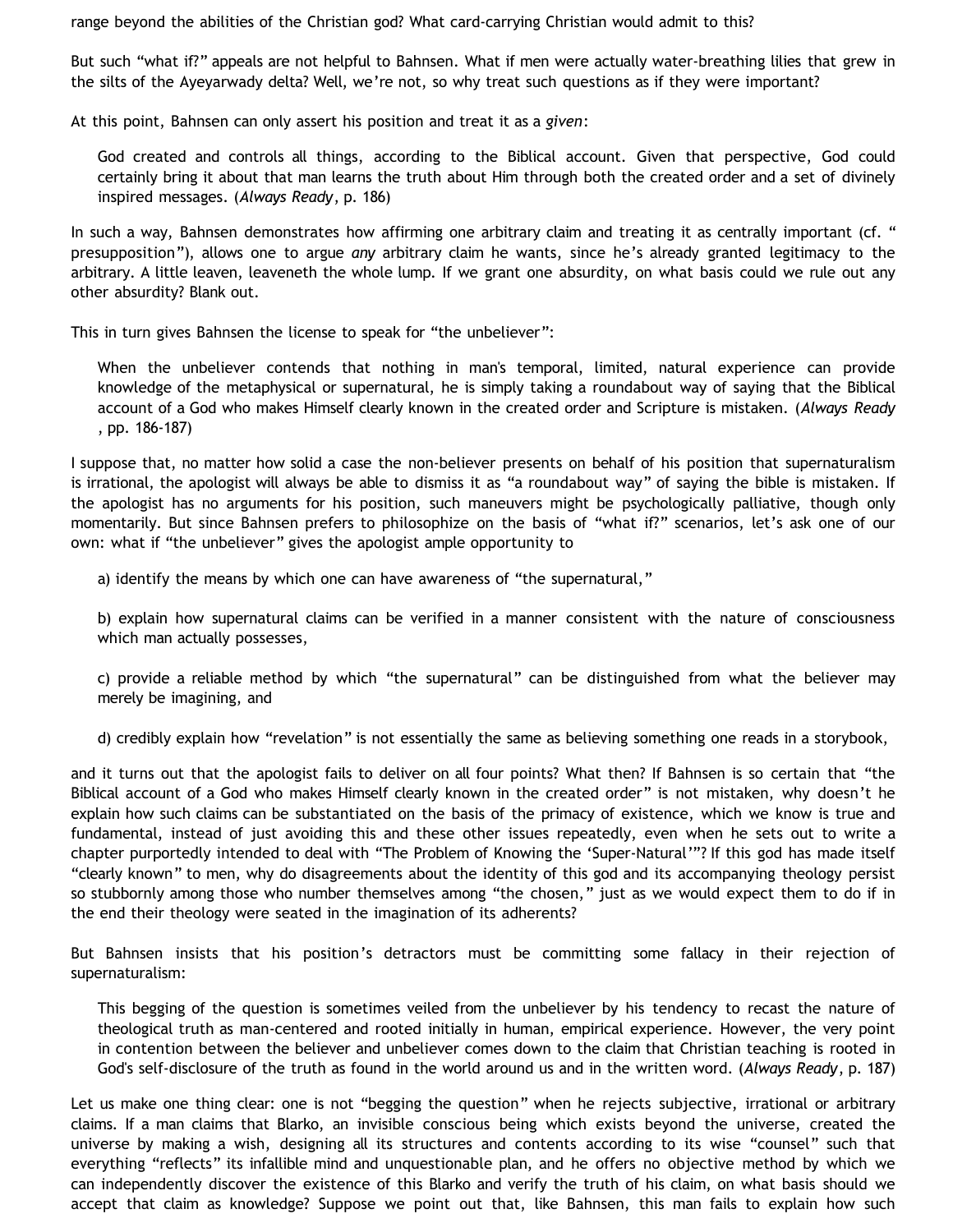range beyond the abilities of the Christian god? What card-carrying Christian would admit to this?

But such "what if?" appeals are not helpful to Bahnsen. What if men were actually water-breathing lilies that grew in the silts of the Ayeyarwady delta? Well, we're not, so why treat such questions as if they were important?

At this point, Bahnsen can only assert his position and treat it as a *given*:

> God created and controls all things, according to the Biblical account. Given that perspective, God could certainly bring it about that man learns the truth about Him through both the created order and a set of divinely inspired messages. (*Always Ready*, p. 186)

In such a way, Bahnsen demonstrates how affirming one arbitrary claim and treating it as centrally important (cf. " presupposition"), allows one to argue *any* arbitrary claim he wants, since he's already granted legitimacy to the arbitrary. A little leaven, leaveneth the whole lump. If we grant one absurdity, on what basis could we rule out any other absurdity? Blank out.

This in turn gives Bahnsen the license to speak for "the unbeliever":

> When the unbeliever contends that nothing in man's temporal, limited, natural experience can provide knowledge of the metaphysical or supernatural, he is simply taking a roundabout way of saying that the Biblical account of a God who makes Himself clearly known in the created order and Scripture is mistaken. (*Always Ready* , pp. 186-187)

I suppose that, no matter how solid a case the non-believer presents on behalf of his position that supernaturalism is irrational, the apologist will always be able to dismiss it as "a roundabout way" of saying the bible is mistaken. If the apologist has no arguments for his position, such maneuvers might be psychologically palliative, though only momentarily. But since Bahnsen prefers to philosophize on the basis of "what if?" scenarios, let's ask one of our own: what if "the unbeliever" gives the apologist ample opportunity to

> a) identify the means by which one can have awareness of "the supernatural,"
>
> b) explain how supernatural claims can be verified in a manner consistent with the nature of consciousness which man actually possesses,
>
> c) provide a reliable method by which "the supernatural" can be distinguished from what the believer may merely be imagining, and
>
> d) credibly explain how "revelation" is not essentially the same as believing something one reads in a storybook,

and it turns out that the apologist fails to deliver on all four points? What then? If Bahnsen is so certain that "the Biblical account of a God who makes Himself clearly known in the created order" is not mistaken, why doesn't he explain how such claims can be substantiated on the basis of the primacy of existence, which we know is true and fundamental, instead of just avoiding this and these other issues repeatedly, even when he sets out to write a chapter purportedly intended to deal with "The Problem of Knowing the 'Super-Natural'"? If this god has made itself "clearly known" to men, why do disagreements about the identity of this god and its accompanying theology persist so stubbornly among those who number themselves among "the chosen," just as we would expect them to do if in the end their theology were seated in the imagination of its adherents?

But Bahnsen insists that his position's detractors must be committing some fallacy in their rejection of supernaturalism:

> This begging of the question is sometimes veiled from the unbeliever by his tendency to recast the nature of theological truth as man-centered and rooted initially in human, empirical experience. However, the very point in contention between the believer and unbeliever comes down to the claim that Christian teaching is rooted in God's self-disclosure of the truth as found in the world around us and in the written word. (*Always Ready*, p. 187)

Let us make one thing clear: one is not "begging the question" when he rejects subjective, irrational or arbitrary claims. If a man claims that Blarko, an invisible conscious being which exists beyond the universe, created the universe by making a wish, designing all its structures and contents according to its wise "counsel" such that everything "reflects" its infallible mind and unquestionable plan, and he offers no objective method by which we can independently discover the existence of this Blarko and verify the truth of his claim, on what basis should we accept that claim as knowledge? Suppose we point out that, like Bahnsen, this man fails to explain how such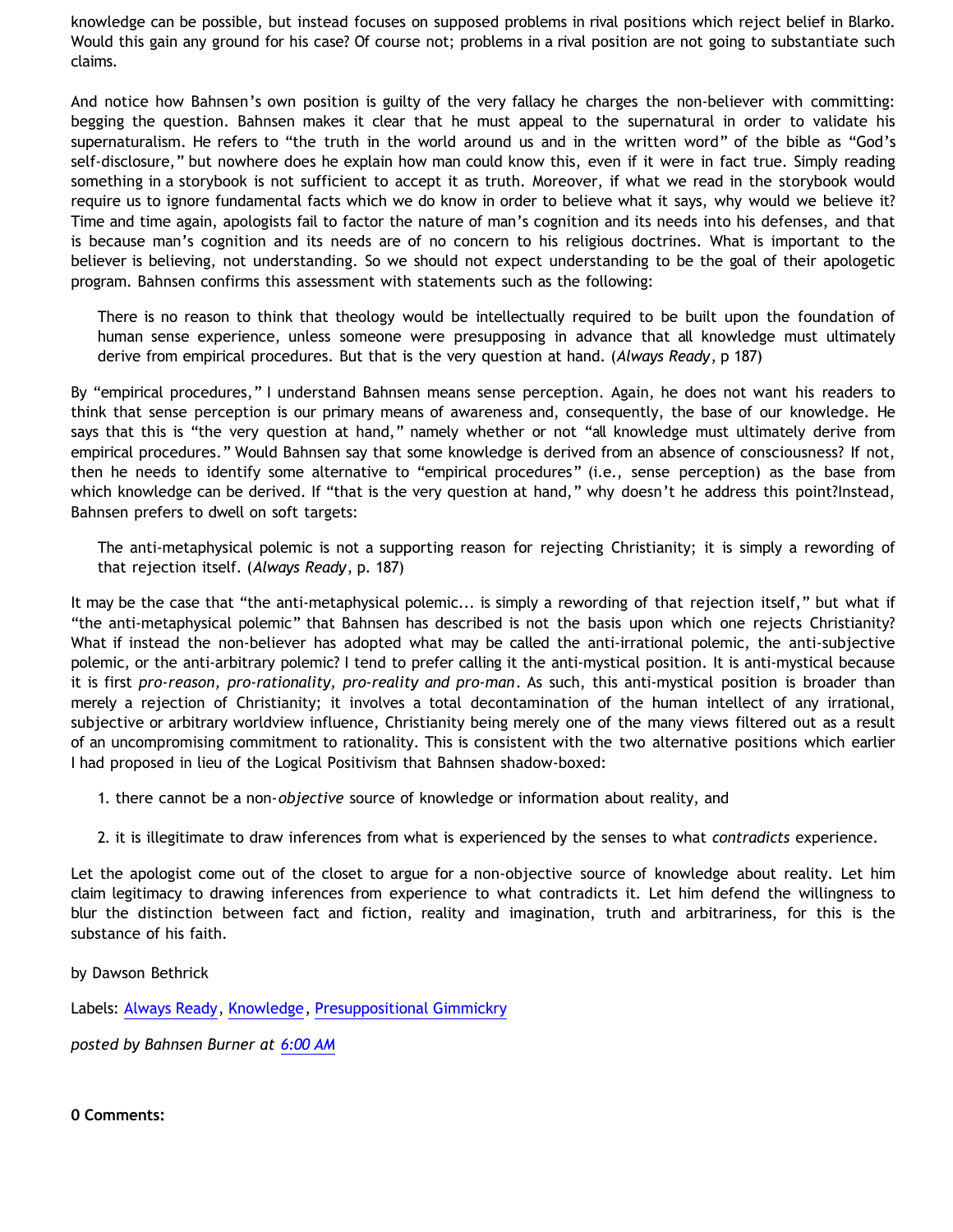knowledge can be possible, but instead focuses on supposed problems in rival positions which reject belief in Blarko. Would this gain any ground for his case? Of course not; problems in a rival position are not going to substantiate such claims.

And notice how Bahnsen's own position is guilty of the very fallacy he charges the non-believer with committing: begging the question. Bahnsen makes it clear that he must appeal to the supernatural in order to validate his supernaturalism. He refers to "the truth in the world around us and in the written word" of the bible as "God's self-disclosure," but nowhere does he explain how man could know this, even if it were in fact true. Simply reading something in a storybook is not sufficient to accept it as truth. Moreover, if what we read in the storybook would require us to ignore fundamental facts which we do know in order to believe what it says, why would we believe it? Time and time again, apologists fail to factor the nature of man's cognition and its needs into his defenses, and that is because man's cognition and its needs are of no concern to his religious doctrines. What is important to the believer is believing, not understanding. So we should not expect understanding to be the goal of their apologetic program. Bahnsen confirms this assessment with statements such as the following:

> There is no reason to think that theology would be intellectually required to be built upon the foundation of human sense experience, unless someone were presupposing in advance that all knowledge must ultimately derive from empirical procedures. But that is the very question at hand. (*Always Ready*, p 187)

By "empirical procedures," I understand Bahnsen means sense perception. Again, he does not want his readers to think that sense perception is our primary means of awareness and, consequently, the base of our knowledge. He says that this is "the very question at hand," namely whether or not "all knowledge must ultimately derive from empirical procedures." Would Bahnsen say that some knowledge is derived from an absence of consciousness? If not, then he needs to identify some alternative to "empirical procedures" (i.e., sense perception) as the base from which knowledge can be derived. If "that is the very question at hand," why doesn't he address this point?Instead, Bahnsen prefers to dwell on soft targets:

> The anti-metaphysical polemic is not a supporting reason for rejecting Christianity; it is simply a rewording of that rejection itself. (*Always Ready*, p. 187)

It may be the case that "the anti-metaphysical polemic... is simply a rewording of that rejection itself," but what if "the anti-metaphysical polemic" that Bahnsen has described is not the basis upon which one rejects Christianity? What if instead the non-believer has adopted what may be called the anti-irrational polemic, the anti-subjective polemic, or the anti-arbitrary polemic? I tend to prefer calling it the anti-mystical position. It is anti-mystical because it is first *pro-reason, pro-rationality, pro-reality and pro-man*. As such, this anti-mystical position is broader than merely a rejection of Christianity; it involves a total decontamination of the human intellect of any irrational, subjective or arbitrary worldview influence, Christianity being merely one of the many views filtered out as a result of an uncompromising commitment to rationality. This is consistent with the two alternative positions which earlier I had proposed in lieu of the Logical Positivism that Bahnsen shadow-boxed:

1. there cannot be a non-*objective* source of knowledge or information about reality, and

2. it is illegitimate to draw inferences from what is experienced by the senses to what *contradicts* experience.

Let the apologist come out of the closet to argue for a non-objective source of knowledge about reality. Let him claim legitimacy to drawing inferences from experience to what contradicts it. Let him defend the willingness to blur the distinction between fact and fiction, reality and imagination, truth and arbitrariness, for this is the substance of his faith.

by Dawson Bethrick

Labels: Always Ready, Knowledge, Presuppositional Gimmickry

*posted by Bahnsen Burner at 6:00 AM*

**0 Comments:**